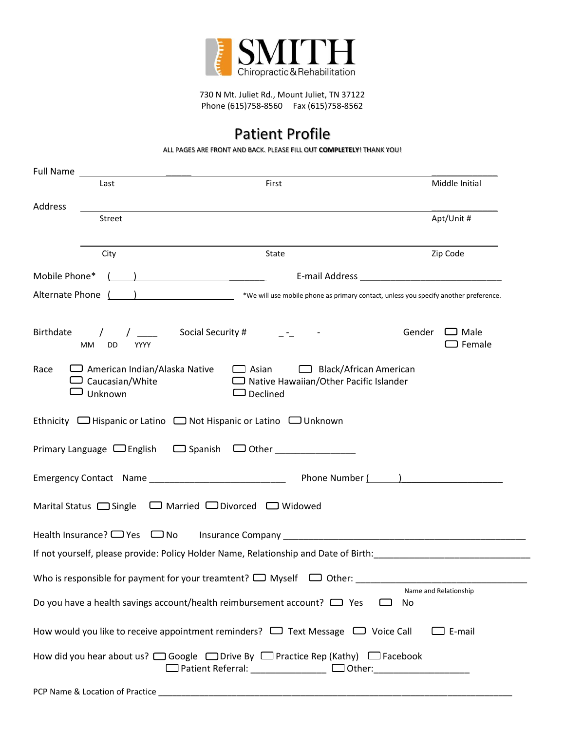# SMITH
Chiropractic & Rehabilitation

730 N Mt. Juliet Rd., Mount Juliet, TN 37122
Phone (615)758-8560 Fax (615)758-8562

## Patient Profile

ALL PAGES ARE FRONT AND BACK. PLEASE FILL OUT **COMPLETELY**! THANK YOU!

Full Name ______________________________________________________________________
Last First Middle Initial

Address ________________________________________________________________________
Street Apt/Unit #

________________________________________________________________________
City State Zip Code

Mobile Phone* ( ) ______________________ E-mail Address ____________________________

Alternate Phone ( ) ______________________ *We will use mobile phone as primary contact, unless you specify another preference.

Birthdate ___/___/_____ Social Security # _____-___-_______ Gender ☐ Male ☐ Female
MM DD YYYY

Race ☐ American Indian/Alaska Native ☐ Asian ☐ Black/African American
☐ Caucasian/White ☐ Native Hawaiian/Other Pacific Islander
☐ Unknown ☐ Declined

Ethnicity ☐ Hispanic or Latino ☐ Not Hispanic or Latino ☐ Unknown

Primary Language ☐ English ☐ Spanish ☐ Other ________________

Emergency Contact Name ___________________________ Phone Number ( ) ____________________

Marital Status ☐ Single ☐ Married ☐ Divorced ☐ Widowed

Health Insurance? ☐ Yes ☐ No Insurance Company __________________________________________________

If not yourself, please provide: Policy Holder Name, Relationship and Date of Birth:_______________________________

Who is responsible for payment for your treamtent? ☐ Myself ☐ Other: ___________________________________
Name and Relationship

Do you have a health savings account/health reimbursement account? ☐ Yes ☐ No

How would you like to receive appointment reminders? ☐ Text Message ☐ Voice Call ☐ E-mail

How did you hear about us? ☐ Google ☐ Drive By ☐ Practice Rep (Kathy) ☐ Facebook
☐ Patient Referral: _______________ ☐ Other:___________________

PCP Name & Location of Practice ____________________________________________________________________________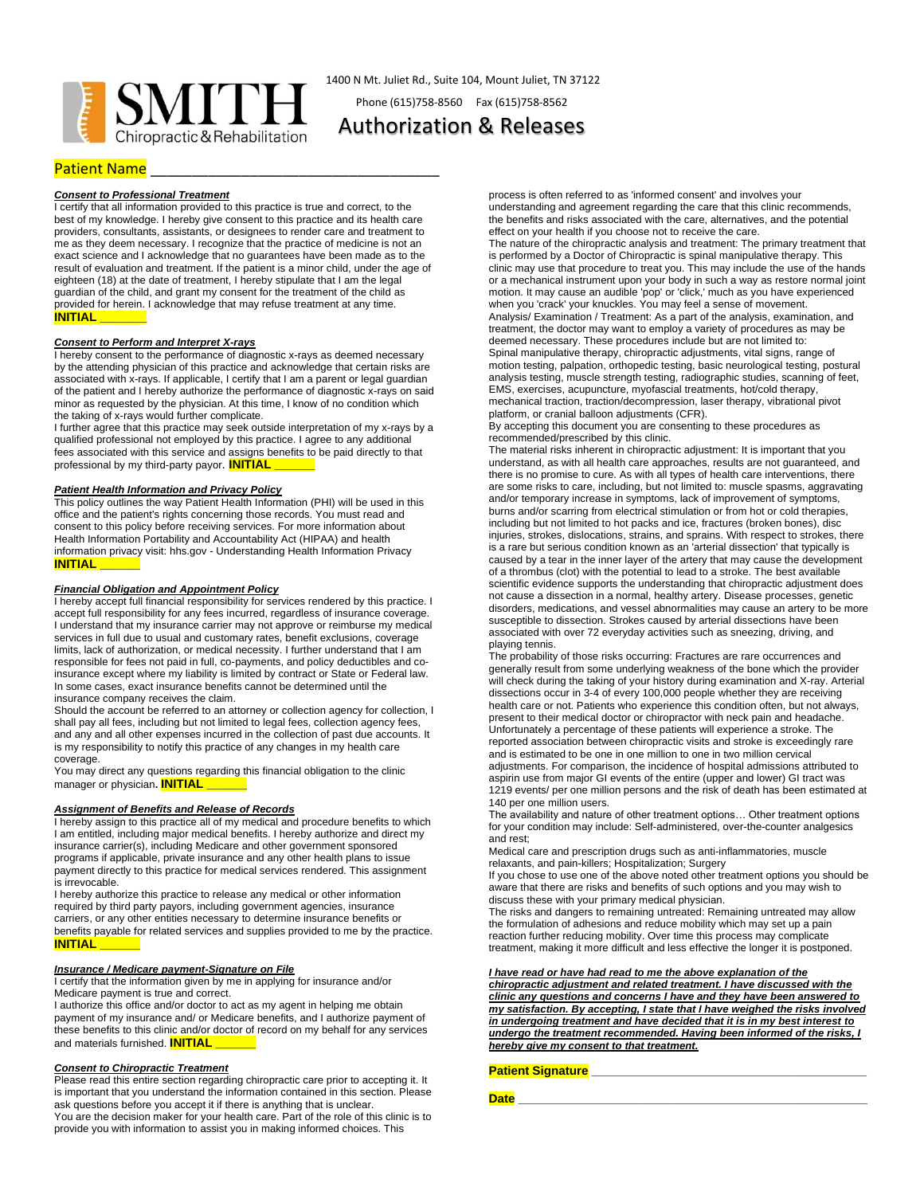SMITH Chiropractic & Rehabilitation

1400 N Mt. Juliet Rd., Suite 104, Mount Juliet, TN 37122

Phone (615)758-8560 Fax (615)758-8562

# Authorization & Releases

**Patient Name** ___________________________________

***Consent to Professional Treatment***

I certify that all information provided to this practice is true and correct, to the best of my knowledge. I hereby give consent to this practice and its health care providers, consultants, assistants, or designees to render care and treatment to me as they deem necessary. I recognize that the practice of medicine is not an exact science and I acknowledge that no guarantees have been made as to the result of evaluation and treatment. If the patient is a minor child, under the age of eighteen (18) at the date of treatment, I hereby stipulate that I am the legal guardian of the child, and grant my consent for the treatment of the child as provided for herein. I acknowledge that may refuse treatment at any time.
**INITIAL** ______

***Consent to Perform and Interpret X-rays***

I hereby consent to the performance of diagnostic x-rays as deemed necessary by the attending physician of this practice and acknowledge that certain risks are associated with x-rays. If applicable, I certify that I am a parent or legal guardian of the patient and I hereby authorize the performance of diagnostic x-rays on said minor as requested by the physician. At this time, I know of no condition which the taking of x-rays would further complicate.

I further agree that this practice may seek outside interpretation of my x-rays by a qualified professional not employed by this practice. I agree to any additional fees associated with this service and assigns benefits to be paid directly to that professional by my third-party payor. **INITIAL** ______

***Patient Health Information and Privacy Policy***

This policy outlines the way Patient Health Information (PHI) will be used in this office and the patient's rights concerning those records. You must read and consent to this policy before receiving services. For more information about Health Information Portability and Accountability Act (HIPAA) and health information privacy visit: hhs.gov - Understanding Health Information Privacy
**INITIAL** ______

***Financial Obligation and Appointment Policy***

I hereby accept full financial responsibility for services rendered by this practice. I accept full responsibility for any fees incurred, regardless of insurance coverage. I understand that my insurance carrier may not approve or reimburse my medical services in full due to usual and customary rates, benefit exclusions, coverage limits, lack of authorization, or medical necessity. I further understand that I am responsible for fees not paid in full, co-payments, and policy deductibles and co-insurance except where my liability is limited by contract or State or Federal law. In some cases, exact insurance benefits cannot be determined until the insurance company receives the claim.

Should the account be referred to an attorney or collection agency for collection, I shall pay all fees, including but not limited to legal fees, collection agency fees, and any and all other expenses incurred in the collection of past due accounts. It is my responsibility to notify this practice of any changes in my health care coverage.

You may direct any questions regarding this financial obligation to the clinic manager or physician**. INITIAL** ______

***Assignment of Benefits and Release of Records***

I hereby assign to this practice all of my medical and procedure benefits to which I am entitled, including major medical benefits. I hereby authorize and direct my insurance carrier(s), including Medicare and other government sponsored programs if applicable, private insurance and any other health plans to issue payment directly to this practice for medical services rendered. This assignment is irrevocable.

I hereby authorize this practice to release any medical or other information required by third party payors, including government agencies, insurance carriers, or any other entities necessary to determine insurance benefits or benefits payable for related services and supplies provided to me by the practice.
**INITIAL** ______

***Insurance / Medicare payment-Signature on File***

I certify that the information given by me in applying for insurance and/or Medicare payment is true and correct.

I authorize this office and/or doctor to act as my agent in helping me obtain payment of my insurance and/ or Medicare benefits, and I authorize payment of these benefits to this clinic and/or doctor of record on my behalf for any services and materials furnished. **INITIAL** ______

***Consent to Chiropractic Treatment***

Please read this entire section regarding chiropractic care prior to accepting it. It is important that you understand the information contained in this section. Please ask questions before you accept it if there is anything that is unclear.

You are the decision maker for your health care. Part of the role of this clinic is to provide you with information to assist you in making informed choices. This process is often referred to as 'informed consent' and involves your understanding and agreement regarding the care that this clinic recommends, the benefits and risks associated with the care, alternatives, and the potential effect on your health if you choose not to receive the care.

The nature of the chiropractic analysis and treatment: The primary treatment that is performed by a Doctor of Chiropractic is spinal manipulative therapy. This clinic may use that procedure to treat you. This may include the use of the hands or a mechanical instrument upon your body in such a way as restore normal joint motion. It may cause an audible 'pop' or 'click,' much as you have experienced when you 'crack' your knuckles. You may feel a sense of movement.

Analysis/ Examination / Treatment: As a part of the analysis, examination, and treatment, the doctor may want to employ a variety of procedures as may be deemed necessary. These procedures include but are not limited to:

Spinal manipulative therapy, chiropractic adjustments, vital signs, range of motion testing, palpation, orthopedic testing, basic neurological testing, postural analysis testing, muscle strength testing, radiographic studies, scanning of feet, EMS, exercises, acupuncture, myofascial treatments, hot/cold therapy, mechanical traction, traction/decompression, laser therapy, vibrational pivot platform, or cranial balloon adjustments (CFR).

By accepting this document you are consenting to these procedures as recommended/prescribed by this clinic.

The material risks inherent in chiropractic adjustment: It is important that you understand, as with all health care approaches, results are not guaranteed, and there is no promise to cure. As with all types of health care interventions, there are some risks to care, including, but not limited to: muscle spasms, aggravating and/or temporary increase in symptoms, lack of improvement of symptoms, burns and/or scarring from electrical stimulation or from hot or cold therapies, including but not limited to hot packs and ice, fractures (broken bones), disc injuries, strokes, dislocations, strains, and sprains. With respect to strokes, there is a rare but serious condition known as an 'arterial dissection' that typically is caused by a tear in the inner layer of the artery that may cause the development of a thrombus (clot) with the potential to lead to a stroke. The best available scientific evidence supports the understanding that chiropractic adjustment does not cause a dissection in a normal, healthy artery. Disease processes, genetic disorders, medications, and vessel abnormalities may cause an artery to be more susceptible to dissection. Strokes caused by arterial dissections have been associated with over 72 everyday activities such as sneezing, driving, and playing tennis.

The probability of those risks occurring: Fractures are rare occurrences and generally result from some underlying weakness of the bone which the provider will check during the taking of your history during examination and X-ray. Arterial dissections occur in 3-4 of every 100,000 people whether they are receiving health care or not. Patients who experience this condition often, but not always, present to their medical doctor or chiropractor with neck pain and headache. Unfortunately a percentage of these patients will experience a stroke. The reported association between chiropractic visits and stroke is exceedingly rare and is estimated to be one in one million to one in two million cervical adjustments. For comparison, the incidence of hospital admissions attributed to aspirin use from major GI events of the entire (upper and lower) GI tract was 1219 events/ per one million persons and the risk of death has been estimated at 140 per one million users.

The availability and nature of other treatment options… Other treatment options for your condition may include: Self-administered, over-the-counter analgesics and rest;

Medical care and prescription drugs such as anti-inflammatories, muscle relaxants, and pain-killers; Hospitalization; Surgery

If you chose to use one of the above noted other treatment options you should be aware that there are risks and benefits of such options and you may wish to discuss these with your primary medical physician.

The risks and dangers to remaining untreated: Remaining untreated may allow the formulation of adhesions and reduce mobility which may set up a pain reaction further reducing mobility. Over time this process may complicate treatment, making it more difficult and less effective the longer it is postponed.

***I have read or have had read to me the above explanation of the chiropractic adjustment and related treatment. I have discussed with the clinic any questions and concerns I have and they have been answered to my satisfaction. By accepting, I state that I have weighed the risks involved in undergoing treatment and have decided that it is in my best interest to undergo the treatment recommended. Having been informed of the risks, I hereby give my consent to that treatment.***

**Patient Signature** ___________________________________

**Date** ___________________________________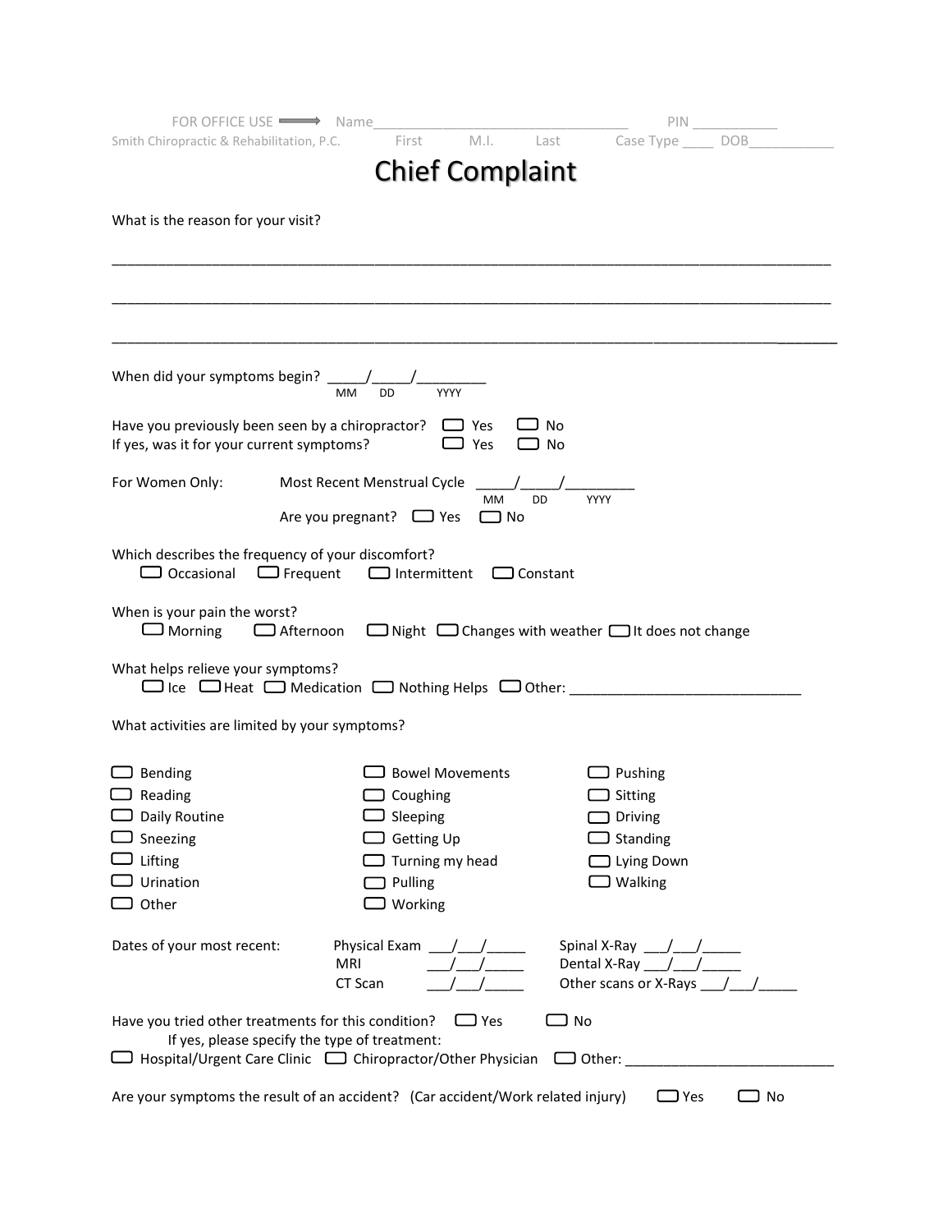FOR OFFICE USE ⟹ Name_________________________________ PIN ___________

Smith Chiropractic & Rehabilitation, P.C. First M.I. Last Case Type ____ DOB___________

# Chief Complaint

What is the reason for your visit?

_______________________________________________________________________________________________

_______________________________________________________________________________________________

_______________________________________________________________________________________________

When did your symptoms begin? _____/_____/_________
MM DD YYYY

Have you previously been seen by a chiropractor? ☐ Yes ☐ No
If yes, was it for your current symptoms? ☐ Yes ☐ No

For Women Only: Most Recent Menstrual Cycle _____/_____/_________
MM DD YYYY

Are you pregnant? ☐ Yes ☐ No

Which describes the frequency of your discomfort?
☐ Occasional ☐ Frequent ☐ Intermittent ☐ Constant

When is your pain the worst?
☐ Morning ☐ Afternoon ☐ Night ☐ Changes with weather ☐ It does not change

What helps relieve your symptoms?
☐ Ice ☐ Heat ☐ Medication ☐ Nothing Helps ☐ Other: ______________________________

What activities are limited by your symptoms?

☐ Bending
☐ Reading
☐ Daily Routine
☐ Sneezing
☐ Lifting
☐ Urination
☐ Other
☐ Bowel Movements
☐ Coughing
☐ Sleeping
☐ Getting Up
☐ Turning my head
☐ Pulling
☐ Working
☐ Pushing
☐ Sitting
☐ Driving
☐ Standing
☐ Lying Down
☐ Walking

Dates of your most recent:
Physical Exam ___/___/_____
MRI ___/___/_____
CT Scan ___/___/_____
Spinal X-Ray ___/___/_____
Dental X-Ray ___/___/_____
Other scans or X-Rays ___/___/_____

Have you tried other treatments for this condition? ☐ Yes ☐ No
If yes, please specify the type of treatment:
☐ Hospital/Urgent Care Clinic ☐ Chiropractor/Other Physician ☐ Other: ___________________________

Are your symptoms the result of an accident? (Car accident/Work related injury) ☐ Yes ☐ No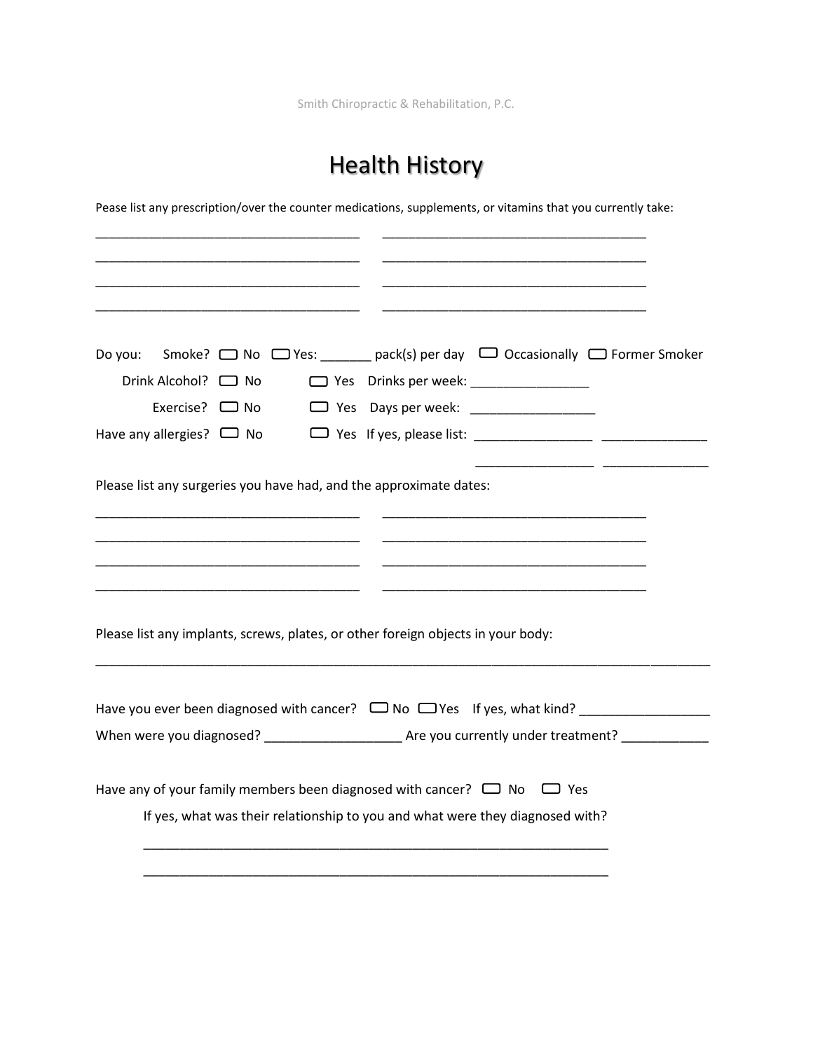# Health History

Pease list any prescription/over the counter medications, supplements, or vitamins that you currently take:

_________________________________ _________________________________

_________________________________ _________________________________

_________________________________ _________________________________

_________________________________ _________________________________

Do you: Smoke? ☐ No ☐ Yes: _______ pack(s) per day ☐ Occasionally ☐ Former Smoker

Drink Alcohol? ☐ No ☐ Yes Drinks per week: ________________

Exercise? ☐ No ☐ Yes Days per week: _________________

Have any allergies? ☐ No ☐ Yes If yes, please list: ________________ ______________

________________ ______________

Please list any surgeries you have had, and the approximate dates:

_________________________________ _________________________________

_________________________________ _________________________________

_________________________________ _________________________________

_________________________________ _________________________________

Please list any implants, screws, plates, or other foreign objects in your body:

______________________________________________________________________________

Have you ever been diagnosed with cancer? ☐ No ☐ Yes If yes, what kind? _________________

When were you diagnosed? __________________ Are you currently under treatment? ____________

Have any of your family members been diagnosed with cancer? ☐ No ☐ Yes

If yes, what was their relationship to you and what were they diagnosed with?

_____________________________________________________________

_____________________________________________________________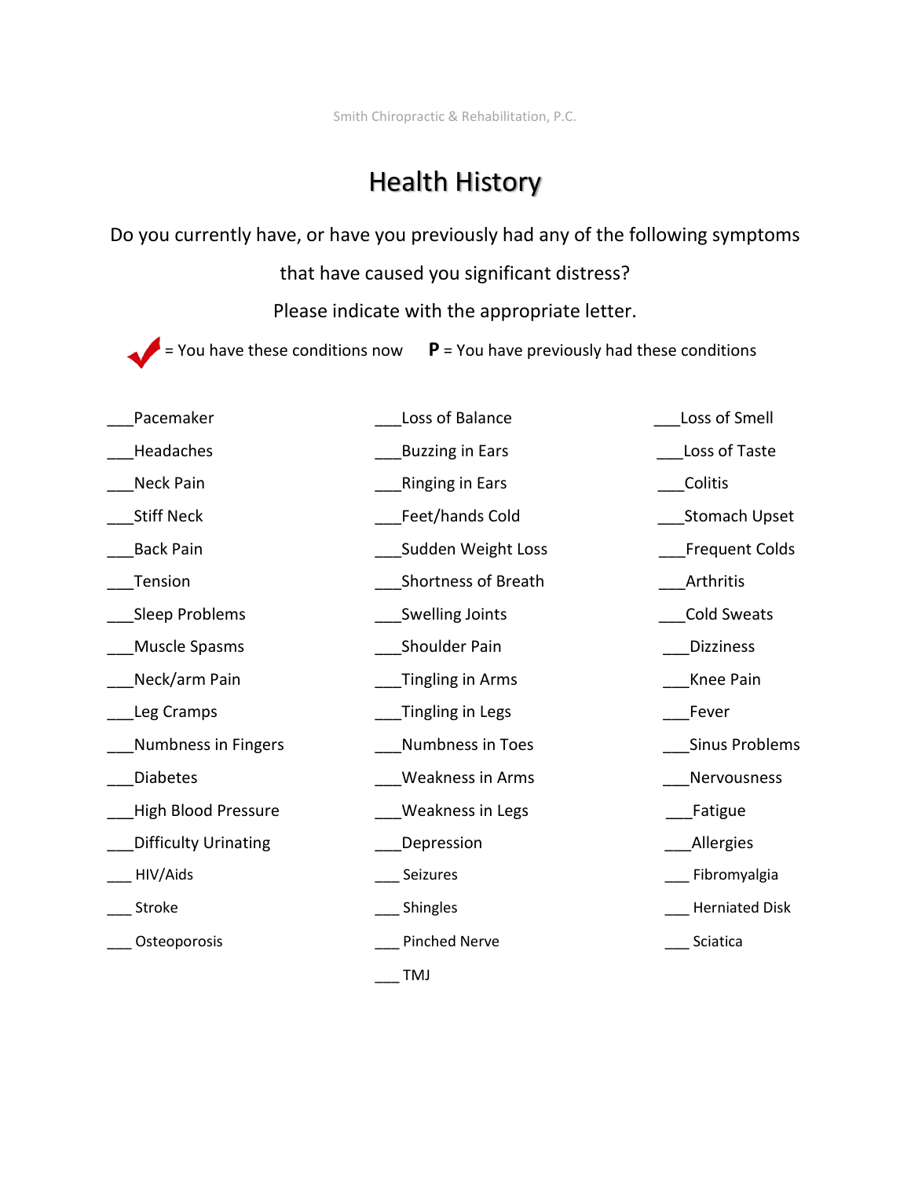Smith Chiropractic & Rehabilitation, P.C.

# Health History

Do you currently have, or have you previously had any of the following symptoms that have caused you significant distress?

Please indicate with the appropriate letter.

✔ = You have these conditions now **P** = You have previously had these conditions

___Pacemaker
___Headaches
___Neck Pain
___Stiff Neck
___Back Pain
___Tension
___Sleep Problems
___Muscle Spasms
___Neck/arm Pain
___Leg Cramps
___Numbness in Fingers
___Diabetes
___High Blood Pressure
___Difficulty Urinating
___ HIV/Aids
___ Stroke
___ Osteoporosis

___Loss of Balance
___Buzzing in Ears
___Ringing in Ears
___Feet/hands Cold
___Sudden Weight Loss
___Shortness of Breath
___Swelling Joints
___Shoulder Pain
___Tingling in Arms
___Tingling in Legs
___Numbness in Toes
___Weakness in Arms
___Weakness in Legs
___Depression
___ Seizures
___ Shingles
___ Pinched Nerve
___ TMJ

___Loss of Smell
___Loss of Taste
___Colitis
___Stomach Upset
___Frequent Colds
___Arthritis
___Cold Sweats
___Dizziness
___Knee Pain
___Fever
___Sinus Problems
___Nervousness
___Fatigue
___Allergies
___ Fibromyalgia
___ Herniated Disk
___ Sciatica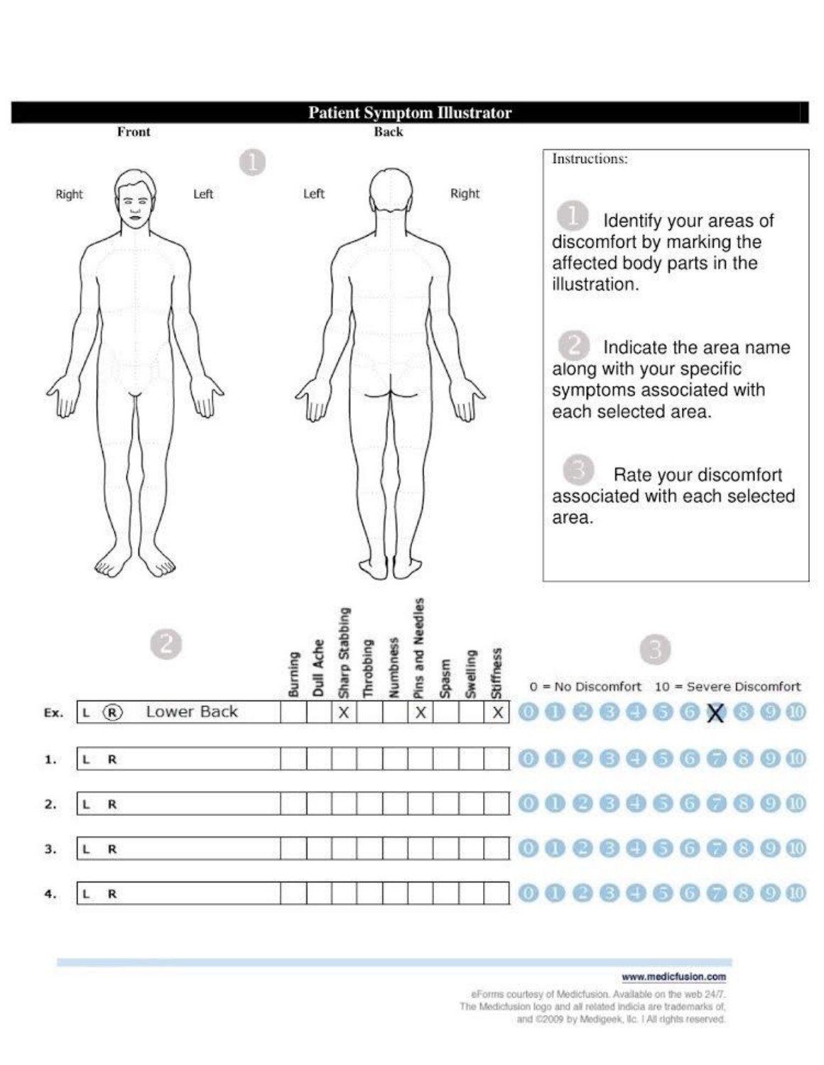# Patient Symptom Illustrator

Front

Back

1

Right

Left

Left

Right

**Instructions:**

1 Identify your areas of discomfort by marking the affected body parts in the illustration.

2 Indicate the area name along with your specific symptoms associated with each selected area.

3 Rate your discomfort associated with each selected area.

2

3

0 = No Discomfort 10 = Severe Discomfort

| | Area | Burning | Dull Ache | Sharp Stabbing | Throbbing | Numbness | Pins and Needles | Spasm | Swelling | Stiffness | Rating |
|---|---|---|---|---|---|---|---|---|---|---|---|
| Ex. | L (R) Lower Back | | | X | | | X | | | X | 0 1 2 3 4 5 6 X 8 9 10 |
| 1. | L R | | | | | | | | | | 0 1 2 3 4 5 6 7 8 9 10 |
| 2. | L R | | | | | | | | | | 0 1 2 3 4 5 6 7 8 9 10 |
| 3. | L R | | | | | | | | | | 0 1 2 3 4 5 6 7 8 9 10 |
| 4. | L R | | | | | | | | | | 0 1 2 3 4 5 6 7 8 9 10 |

www.medicfusion.com

eForms courtesy of Medicfusion. Available on the web 24/7.
The Medicfusion logo and all related indicia are trademarks of,
and ©2009 by Medigeek, llc. I All rights reserved.